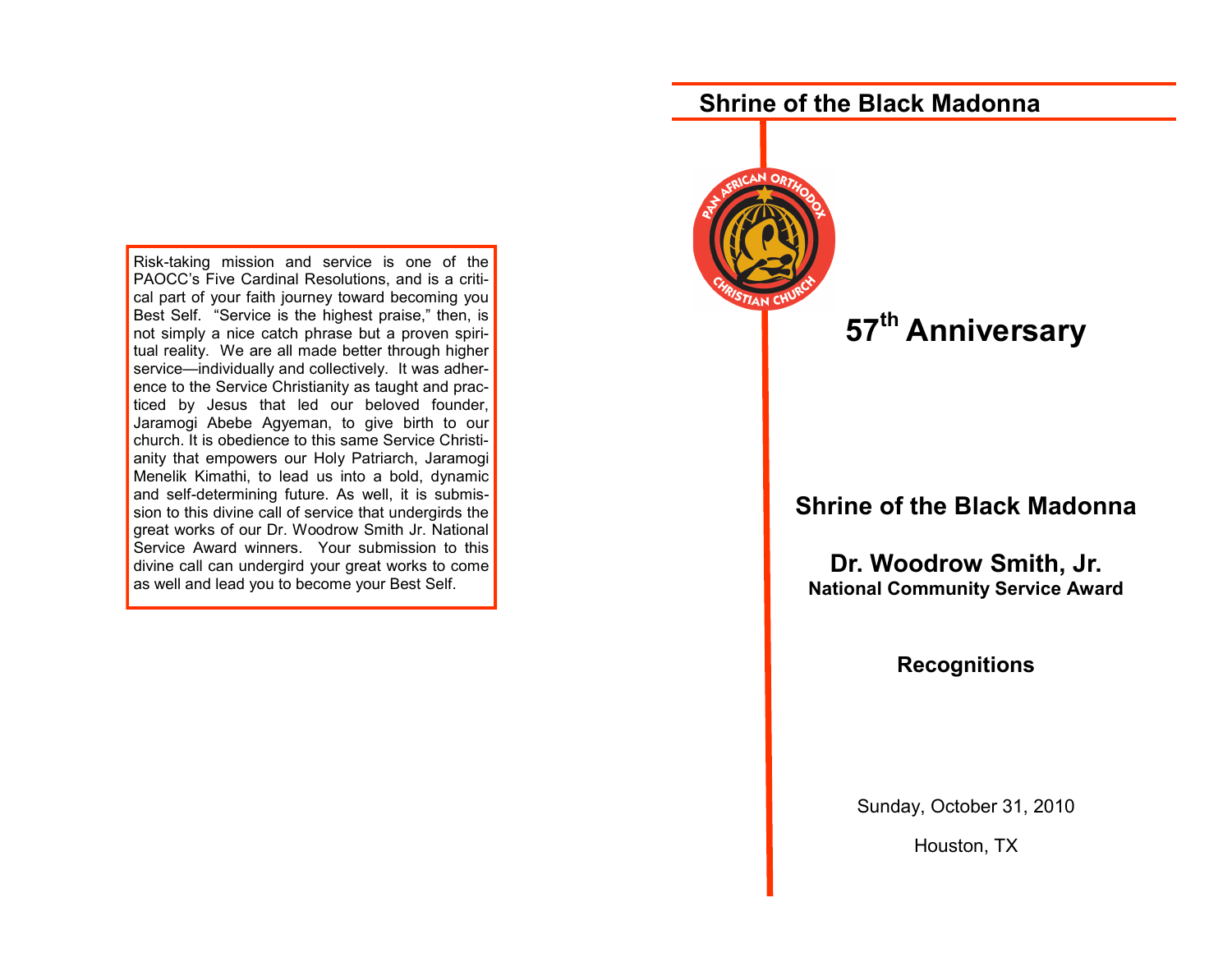Risk-taking mission and service is one of the PAOCC's Five Cardinal Resolutions, and is a critical part of your faith journey toward becoming you Best Self. "Service is the highest praise," then, is not simply a nice catch phrase but a proven spiritual reality. We are all made better through higher service—individually and collectively. It was adherence to the Service Christianity as taught and practiced by Jesus that led our beloved founder, Jaramogi Abebe Agyeman, to give birth to our church. It is obedience to this same Service Christianity that empowers our Holy Patriarch, Jaramogi Menelik Kimathi, to lead us into a bold, dynamic and self-determining future. As well, it is submission to this divine call of service that undergirds the great works of our Dr. Woodrow Smith Jr. National Service Award winners. Your submission to this divine call can undergird your great works to come as well and lead you to become your Best Self.

# Shrine of the Black Madonna

PAN AFRICAN ORTHODOX CHRISTIAN CHURCH

## 57th Anniversary

## Shrine of the Black Madonna

## Dr. Woodrow Smith, Jr.

**National Community Service Award**

## Recognitions

Sunday, October 31, 2010

Houston, TX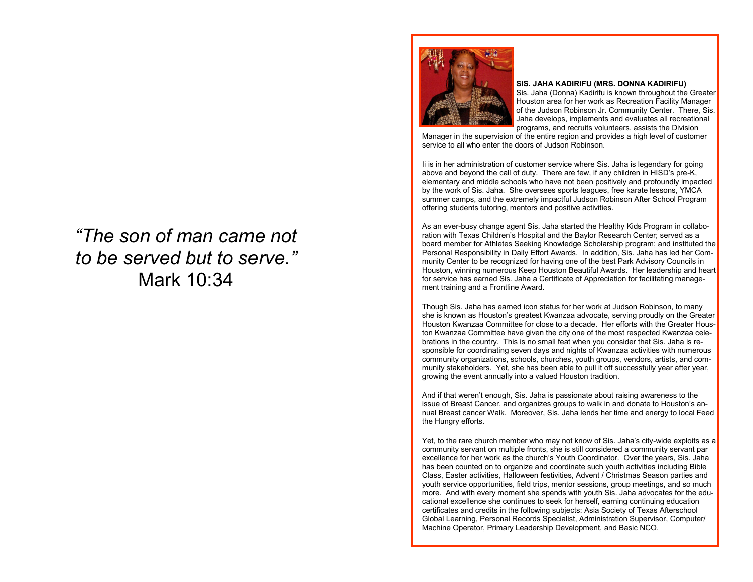*“The son of man came not to be served but to serve.”*
Mark 10:34

**SIS. JAHA KADIRIFU (MRS. DONNA KADIRIFU)**

Sis. Jaha (Donna) Kadirifu is known throughout the Greater Houston area for her work as Recreation Facility Manager of the Judson Robinson Jr. Community Center. There, Sis. Jaha develops, implements and evaluates all recreational programs, and recruits volunteers, assists the Division Manager in the supervision of the entire region and provides a high level of customer service to all who enter the doors of Judson Robinson.

Ii is in her administration of customer service where Sis. Jaha is legendary for going above and beyond the call of duty. There are few, if any children in HISD’s pre-K, elementary and middle schools who have not been positively and profoundly impacted by the work of Sis. Jaha. She oversees sports leagues, free karate lessons, YMCA summer camps, and the extremely impactful Judson Robinson After School Program offering students tutoring, mentors and positive activities.

As an ever-busy change agent Sis. Jaha started the Healthy Kids Program in collaboration with Texas Children’s Hospital and the Baylor Research Center; served as a board member for Athletes Seeking Knowledge Scholarship program; and instituted the Personal Responsibility in Daily Effort Awards. In addition, Sis. Jaha has led her Community Center to be recognized for having one of the best Park Advisory Councils in Houston, winning numerous Keep Houston Beautiful Awards. Her leadership and heart for service has earned Sis. Jaha a Certificate of Appreciation for facilitating management training and a Frontline Award.

Though Sis. Jaha has earned icon status for her work at Judson Robinson, to many she is known as Houston’s greatest Kwanzaa advocate, serving proudly on the Greater Houston Kwanzaa Committee for close to a decade. Her efforts with the Greater Houston Kwanzaa Committee have given the city one of the most respected Kwanzaa celebrations in the country. This is no small feat when you consider that Sis. Jaha is responsible for coordinating seven days and nights of Kwanzaa activities with numerous community organizations, schools, churches, youth groups, vendors, artists, and community stakeholders. Yet, she has been able to pull it off successfully year after year, growing the event annually into a valued Houston tradition.

And if that weren’t enough, Sis. Jaha is passionate about raising awareness to the issue of Breast Cancer, and organizes groups to walk in and donate to Houston’s annual Breast cancer Walk. Moreover, Sis. Jaha lends her time and energy to local Feed the Hungry efforts.

Yet, to the rare church member who may not know of Sis. Jaha’s city-wide exploits as a community servant on multiple fronts, she is still considered a community servant par excellence for her work as the church’s Youth Coordinator. Over the years, Sis. Jaha has been counted on to organize and coordinate such youth activities including Bible Class, Easter activities, Halloween festivities, Advent / Christmas Season parties and youth service opportunities, field trips, mentor sessions, group meetings, and so much more. And with every moment she spends with youth Sis. Jaha advocates for the educational excellence she continues to seek for herself, earning continuing education certificates and credits in the following subjects: Asia Society of Texas Afterschool Global Learning, Personal Records Specialist, Administration Supervisor, Computer/ Machine Operator, Primary Leadership Development, and Basic NCO.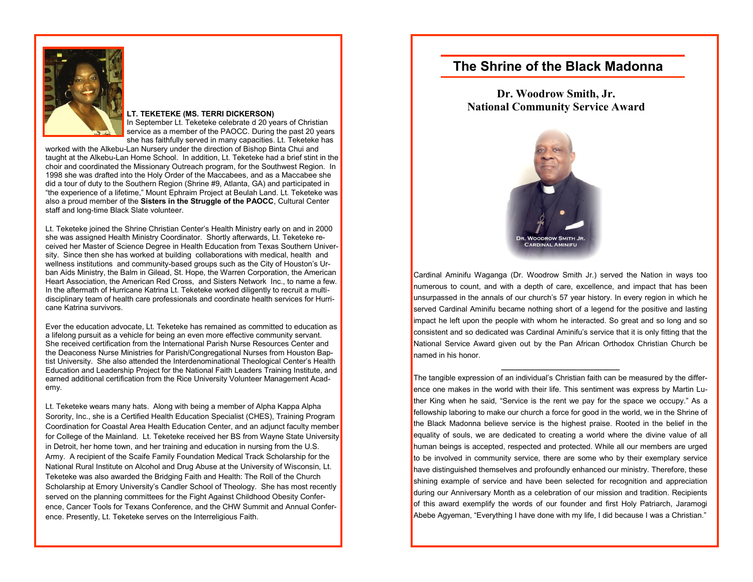**LT. TEKETEKE (MS. TERRI DICKERSON)**

In September Lt. Teketeke celebrate d 20 years of Christian service as a member of the PAOCC. During the past 20 years she has faithfully served in many capacities. Lt. Teketeke has worked with the Alkebu-Lan Nursery under the direction of Bishop Binta Chui and taught at the Alkebu-Lan Home School. In addition, Lt. Teketeke had a brief stint in the choir and coordinated the Missionary Outreach program, for the Southwest Region. In 1998 she was drafted into the Holy Order of the Maccabees, and as a Maccabee she did a tour of duty to the Southern Region (Shrine #9, Atlanta, GA) and participated in "the experience of a lifetime," Mount Ephraim Project at Beulah Land. Lt. Teketeke was also a proud member of the **Sisters in the Struggle of the PAOCC**, Cultural Center staff and long-time Black Slate volunteer.

Lt. Teketeke joined the Shrine Christian Center's Health Ministry early on and in 2000 she was assigned Health Ministry Coordinator. Shortly afterwards, Lt. Teketeke received her Master of Science Degree in Health Education from Texas Southern University. Since then she has worked at building collaborations with medical, health and wellness institutions and community-based groups such as the City of Houston's Urban Aids Ministry, the Balm in Gilead, St. Hope, the Warren Corporation, the American Heart Association, the American Red Cross, and Sisters Network Inc., to name a few. In the aftermath of Hurricane Katrina Lt. Teketeke worked diligently to recruit a multi-disciplinary team of health care professionals and coordinate health services for Hurricane Katrina survivors.

Ever the education advocate, Lt. Teketeke has remained as committed to education as a lifelong pursuit as a vehicle for being an even more effective community servant. She received certification from the International Parish Nurse Resources Center and the Deaconess Nurse Ministries for Parish/Congregational Nurses from Houston Baptist University. She also attended the Interdenominational Theological Center's Health Education and Leadership Project for the National Faith Leaders Training Institute, and earned additional certification from the Rice University Volunteer Management Academy.

Lt. Teketeke wears many hats. Along with being a member of Alpha Kappa Alpha Sorority, Inc., she is a Certified Health Education Specialist (CHES), Training Program Coordination for Coastal Area Health Education Center, and an adjunct faculty member for College of the Mainland. Lt. Teketeke received her BS from Wayne State University in Detroit, her home town, and her training and education in nursing from the U.S. Army. A recipient of the Scaife Family Foundation Medical Track Scholarship for the National Rural Institute on Alcohol and Drug Abuse at the University of Wisconsin, Lt. Teketeke was also awarded the Bridging Faith and Health: The Roll of the Church Scholarship at Emory University's Candler School of Theology. She has most recently served on the planning committees for the Fight Against Childhood Obesity Conference, Cancer Tools for Texans Conference, and the CHW Summit and Annual Conference. Presently, Lt. Teketeke serves on the Interreligious Faith.

# The Shrine of the Black Madonna

## Dr. Woodrow Smith, Jr.
## National Community Service Award

Dr. Woodrow Smith Jr.
Cardinal Aminifu

Cardinal Aminifu Waganga (Dr. Woodrow Smith Jr.) served the Nation in ways too numerous to count, and with a depth of care, excellence, and impact that has been unsurpassed in the annals of our church's 57 year history. In every region in which he served Cardinal Aminifu became nothing short of a legend for the positive and lasting impact he left upon the people with whom he interacted. So great and so long and so consistent and so dedicated was Cardinal Aminifu's service that it is only fitting that the National Service Award given out by the Pan African Orthodox Christian Church be named in his honor.

---

The tangible expression of an individual's Christian faith can be measured by the difference one makes in the world with their life. This sentiment was express by Martin Luther King when he said, "Service is the rent we pay for the space we occupy." As a fellowship laboring to make our church a force for good in the world, we in the Shrine of the Black Madonna believe service is the highest praise. Rooted in the belief in the equality of souls, we are dedicated to creating a world where the divine value of all human beings is accepted, respected and protected. While all our members are urged to be involved in community service, there are some who by their exemplary service have distinguished themselves and profoundly enhanced our ministry. Therefore, these shining example of service and have been selected for recognition and appreciation during our Anniversary Month as a celebration of our mission and tradition. Recipients of this award exemplify the words of our founder and first Holy Patriarch, Jaramogi Abebe Agyeman, "Everything I have done with my life, I did because I was a Christian."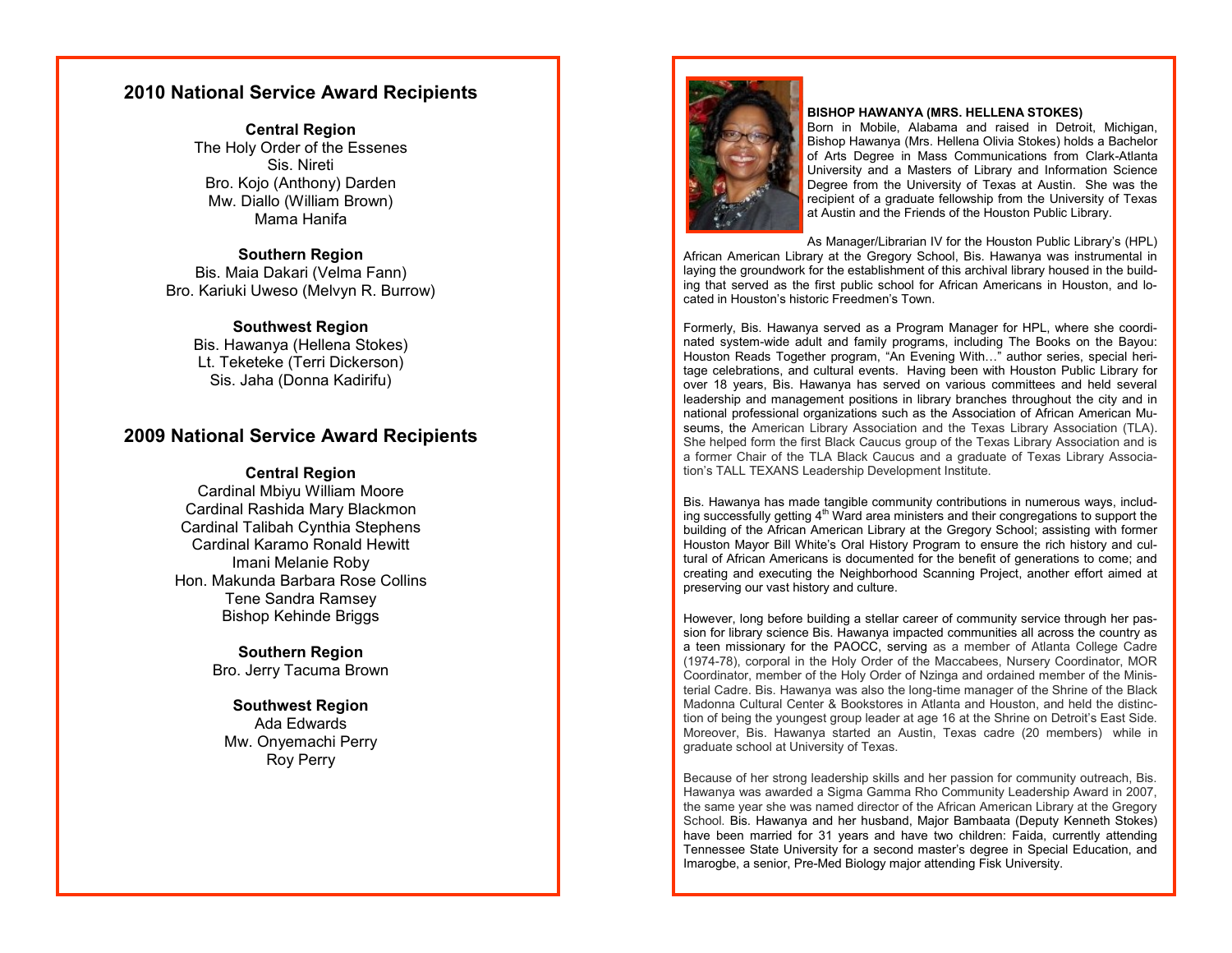## 2010 National Service Award Recipients

**Central Region**

The Holy Order of the Essenes
Sis. Nireti
Bro. Kojo (Anthony) Darden
Mw. Diallo (William Brown)
Mama Hanifa

**Southern Region**

Bis. Maia Dakari (Velma Fann)
Bro. Kariuki Uweso (Melvyn R. Burrow)

**Southwest Region**

Bis. Hawanya (Hellena Stokes)
Lt. Teketeke (Terri Dickerson)
Sis. Jaha (Donna Kadirifu)

## 2009 National Service Award Recipients

**Central Region**

Cardinal Mbiyu William Moore
Cardinal Rashida Mary Blackmon
Cardinal Talibah Cynthia Stephens
Cardinal Karamo Ronald Hewitt
Imani Melanie Roby
Hon. Makunda Barbara Rose Collins
Tene Sandra Ramsey
Bishop Kehinde Briggs

**Southern Region**

Bro. Jerry Tacuma Brown

**Southwest Region**

Ada Edwards
Mw. Onyemachi Perry
Roy Perry

**BISHOP HAWANYA (MRS. HELLENA STOKES)**

Born in Mobile, Alabama and raised in Detroit, Michigan, Bishop Hawanya (Mrs. Hellena Olivia Stokes) holds a Bachelor of Arts Degree in Mass Communications from Clark-Atlanta University and a Masters of Library and Information Science Degree from the University of Texas at Austin. She was the recipient of a graduate fellowship from the University of Texas at Austin and the Friends of the Houston Public Library.

As Manager/Librarian IV for the Houston Public Library's (HPL) African American Library at the Gregory School, Bis. Hawanya was instrumental in laying the groundwork for the establishment of this archival library housed in the building that served as the first public school for African Americans in Houston, and located in Houston's historic Freedmen's Town.

Formerly, Bis. Hawanya served as a Program Manager for HPL, where she coordinated system-wide adult and family programs, including The Books on the Bayou: Houston Reads Together program, "An Evening With…" author series, special heritage celebrations, and cultural events. Having been with Houston Public Library for over 18 years, Bis. Hawanya has served on various committees and held several leadership and management positions in library branches throughout the city and in national professional organizations such as the Association of African American Museums, the American Library Association and the Texas Library Association (TLA). She helped form the first Black Caucus group of the Texas Library Association and is a former Chair of the TLA Black Caucus and a graduate of Texas Library Association's TALL TEXANS Leadership Development Institute.

Bis. Hawanya has made tangible community contributions in numerous ways, including successfully getting 4th Ward area ministers and their congregations to support the building of the African American Library at the Gregory School; assisting with former Houston Mayor Bill White's Oral History Program to ensure the rich history and cultural of African Americans is documented for the benefit of generations to come; and creating and executing the Neighborhood Scanning Project, another effort aimed at preserving our vast history and culture.

However, long before building a stellar career of community service through her passion for library science Bis. Hawanya impacted communities all across the country as a teen missionary for the PAOCC, serving as a member of Atlanta College Cadre (1974-78), corporal in the Holy Order of the Maccabees, Nursery Coordinator, MOR Coordinator, member of the Holy Order of Nzinga and ordained member of the Ministerial Cadre. Bis. Hawanya was also the long-time manager of the Shrine of the Black Madonna Cultural Center & Bookstores in Atlanta and Houston, and held the distinction of being the youngest group leader at age 16 at the Shrine on Detroit's East Side. Moreover, Bis. Hawanya started an Austin, Texas cadre (20 members) while in graduate school at University of Texas.

Because of her strong leadership skills and her passion for community outreach, Bis. Hawanya was awarded a Sigma Gamma Rho Community Leadership Award in 2007, the same year she was named director of the African American Library at the Gregory School. Bis. Hawanya and her husband, Major Bambaata (Deputy Kenneth Stokes) have been married for 31 years and have two children: Faida, currently attending Tennessee State University for a second master's degree in Special Education, and Imarogbe, a senior, Pre-Med Biology major attending Fisk University.